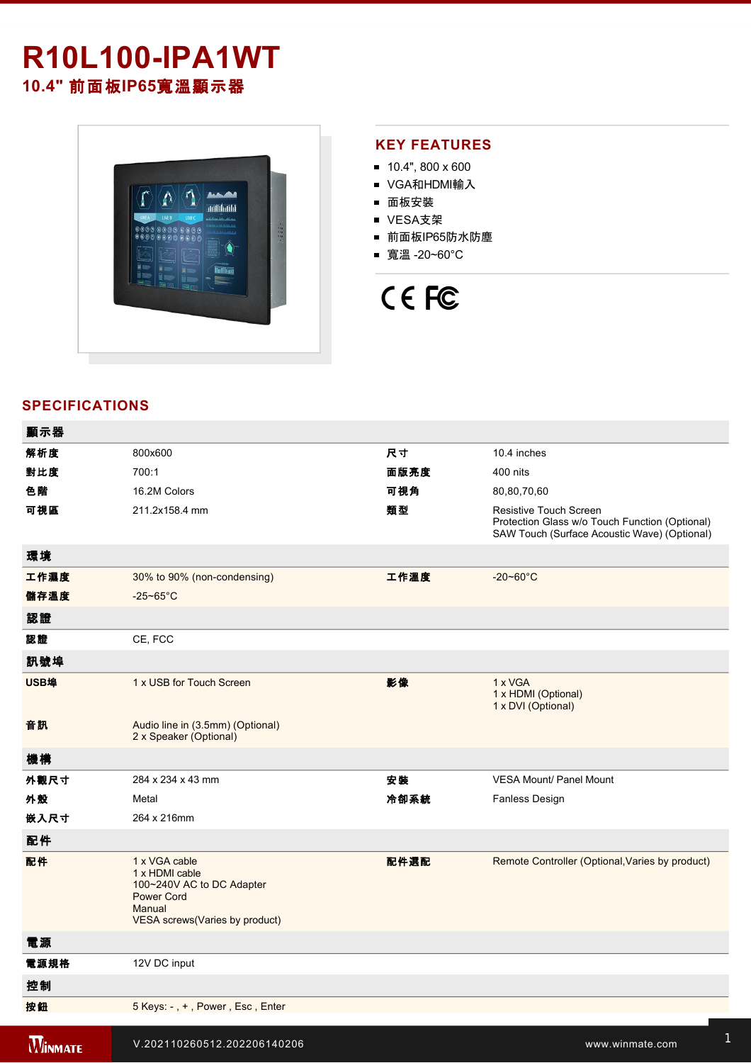# R10L100-IPA1WT

## 10.4" 前面板IP65寬溫顯示器

## KEY FEATURES

- 10.4", 800 x 600
- VGA和HDMI輸入
- 面板安裝
- VESA支架
- 前面板IP65防水防塵
- 寬溫 -20~60°C

## SPECIFICATIONS

| 顯示器 | | | |
|---|---|---|---|
| 解析度 | 800x600 | 尺寸 | 10.4 inches |
| 對比度 | 700:1 | 面版亮度 | 400 nits |
| 色階 | 16.2M Colors | 可視角 | 80,80,70,60 |
| 可視區 | 211.2x158.4 mm | 類型 | Resistive Touch Screen<br>Protection Glass w/o Touch Function (Optional)<br>SAW Touch (Surface Acoustic Wave) (Optional) |
| **環境** | | | |
| 工作濕度 | 30% to 90% (non-condensing) | 工作溫度 | -20~60°C |
| 儲存溫度 | -25~65°C | | |
| **認證** | | | |
| 認證 | CE, FCC | | |
| **訊號埠** | | | |
| USB埠 | 1 x USB for Touch Screen | 影像 | 1 x VGA<br>1 x HDMI (Optional)<br>1 x DVI (Optional) |
| 音訊 | Audio line in (3.5mm) (Optional)<br>2 x Speaker (Optional) | | |
| **機構** | | | |
| 外觀尺寸 | 284 x 234 x 43 mm | 安裝 | VESA Mount/ Panel Mount |
| 外殼 | Metal | 冷卻系統 | Fanless Design |
| 嵌入尺寸 | 264 x 216mm | | |
| **配件** | | | |
| 配件 | 1 x VGA cable<br>1 x HDMI cable<br>100~240V AC to DC Adapter<br>Power Cord<br>Manual<br>VESA screws(Varies by product) | 配件選配 | Remote Controller (Optional,Varies by product) |
| **電源** | | | |
| 電源規格 | 12V DC input | | |
| **控制** | | | |
| 按鈕 | 5 Keys: - , + , Power , Esc , Enter | | |

V.202110260512.202206140206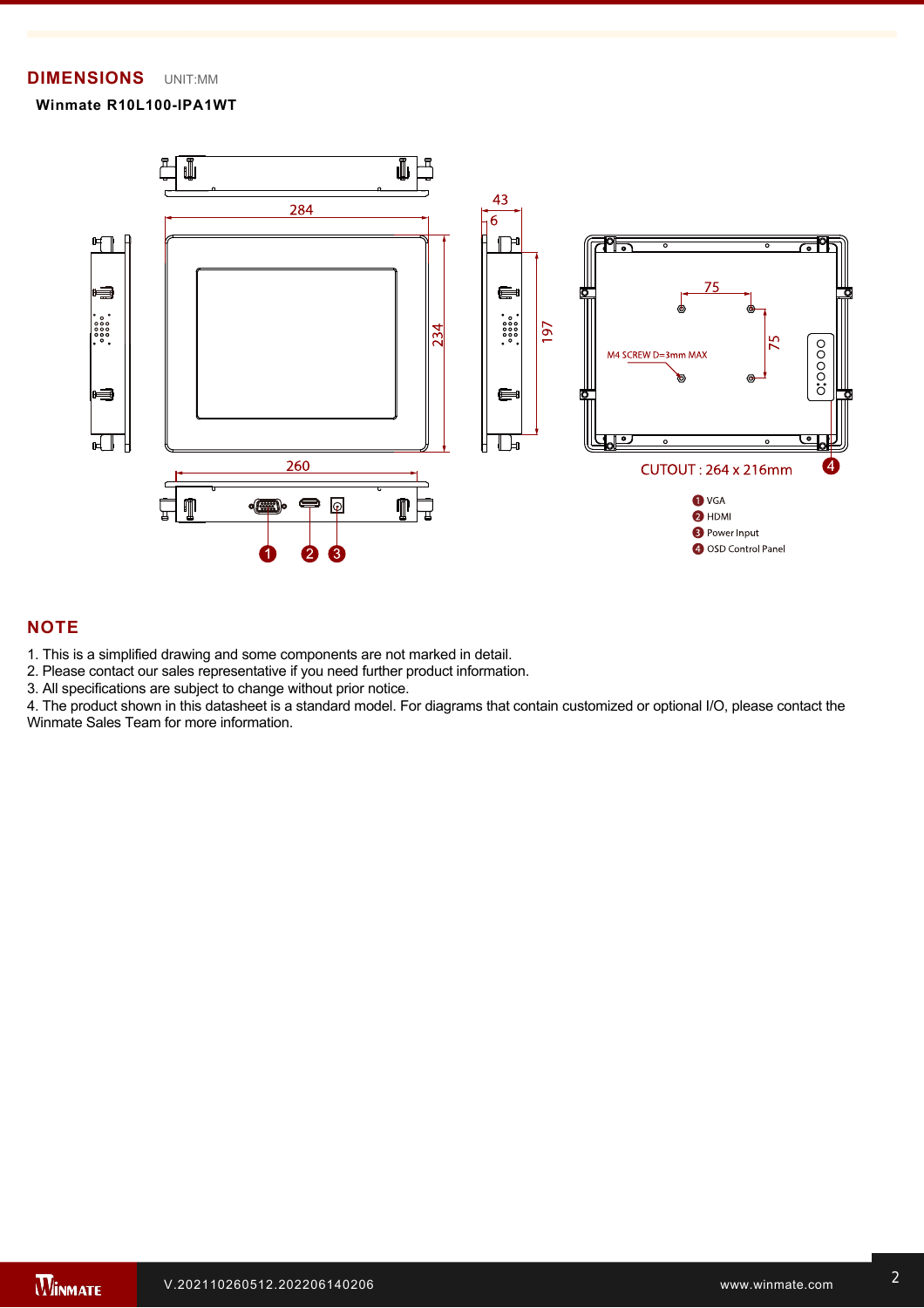## DIMENSIONS UNIT:MM

**Winmate R10L100-IPA1WT**

284
234
43
6
197
75
75
M4 SCREW D=3mm MAX
260
CUTOUT : 264 x 216mm

1 VGA
2 HDMI
3 Power Input
4 OSD Control Panel

## NOTE

1. This is a simplified drawing and some components are not marked in detail.
2. Please contact our sales representative if you need further product information.
3. All specifications are subject to change without prior notice.
4. The product shown in this datasheet is a standard model. For diagrams that contain customized or optional I/O, please contact the Winmate Sales Team for more information.